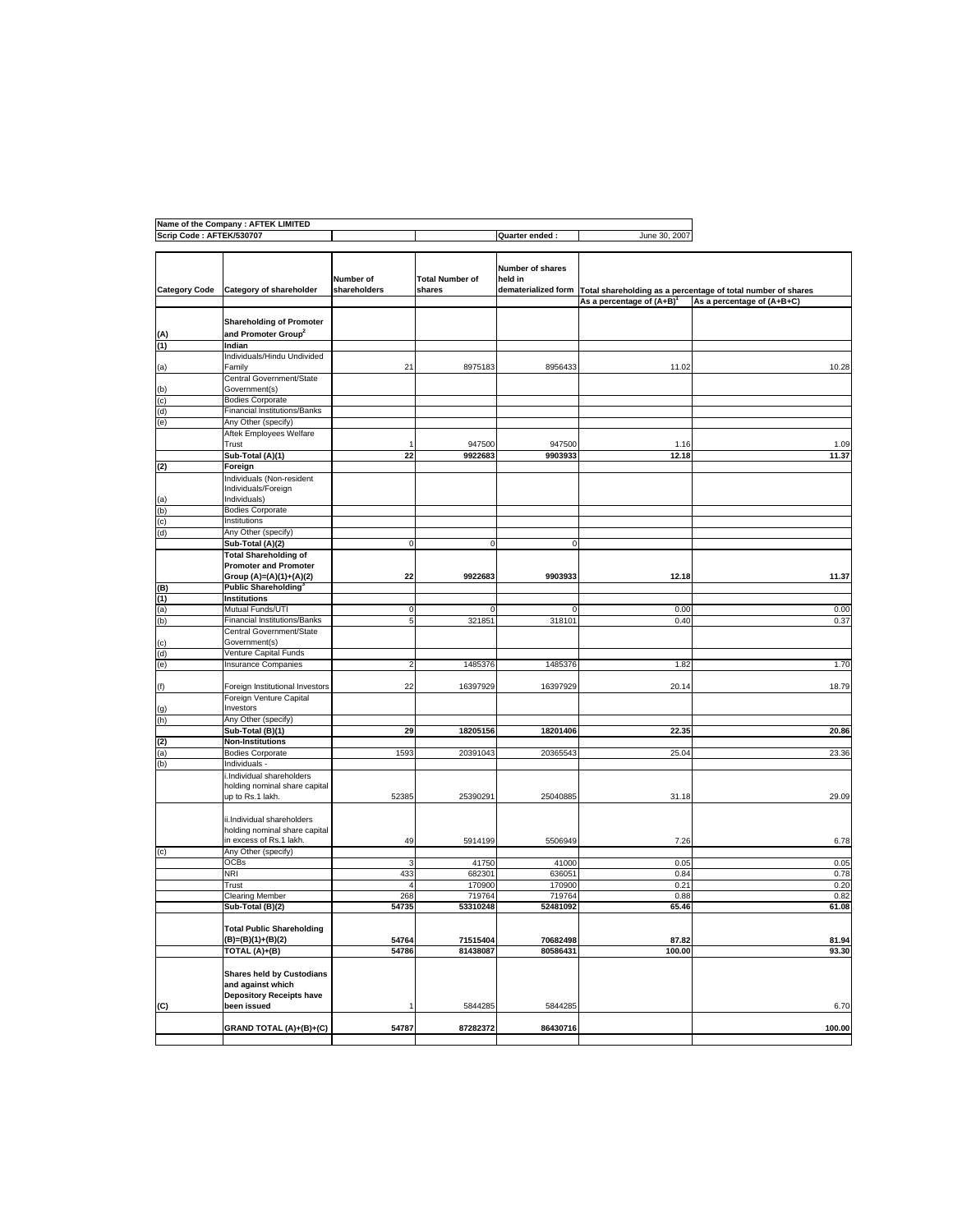| Name of the Company : AFTEK LIMITED | | | | |
|---|---|---|---|---|
| Scrip Code : AFTEK/530707 | | | Quarter ended : | June 30, 2007 |

| Category Code | Category of shareholder | Number of shareholders | Total Number of shares | Number of shares held in dematerialized form | Total shareholding as a percentage of total number of shares | |
|---|---|---|---|---|---|---|
| | | | | | As a percentage of (A+B)[1] | As a percentage of (A+B+C) |
| (A) | **Shareholding of Promoter and Promoter Group[2]** | | | | | |
| (1) | **Indian** | | | | | |
| (a) | Individuals/Hindu Undivided Family | 21 | 8975183 | 8956433 | 11.02 | 10.28 |
| (b) | Central Government/State Government(s) | | | | | |
| (c) | Bodies Corporate | | | | | |
| (d) | Financial Institutions/Banks | | | | | |
| (e) | Any Other (specify) | | | | | |
| | Aftek Employees Welfare Trust | 1 | 947500 | 947500 | 1.16 | 1.09 |
| | **Sub-Total (A)(1)** | **22** | **9922683** | **9903933** | **12.18** | **11.37** |
| (2) | **Foreign** | | | | | |
| (a) | Individuals (Non-resident Individuals/Foreign Individuals) | | | | | |
| (b) | Bodies Corporate | | | | | |
| (c) | Institutions | | | | | |
| (d) | Any Other (specify) | | | | | |
| | **Sub-Total (A)(2)** | 0 | 0 | 0 | | |
| | **Total Shareholding of Promoter and Promoter Group (A)=(A)(1)+(A)(2)** | **22** | **9922683** | **9903933** | **12.18** | **11.37** |
| (B) | **Public Shareholding[3]** | | | | | |
| (1) | **Institutions** | | | | | |
| (a) | Mutual Funds/UTI | 0 | 0 | 0 | 0.00 | 0.00 |
| (b) | Financial Institutions/Banks | 5 | 321851 | 318101 | 0.40 | 0.37 |
| (c) | Central Government/State Government(s) | | | | | |
| (d) | Venture Capital Funds | | | | | |
| (e) | Insurance Companies | 2 | 1485376 | 1485376 | 1.82 | 1.70 |
| (f) | Foreign Institutional Investors | 22 | 16397929 | 16397929 | 20.14 | 18.79 |
| (g) | Foreign Venture Capital Investors | | | | | |
| (h) | Any Other (specify) | | | | | |
| | **Sub-Total (B)(1)** | **29** | **18205156** | **18201406** | **22.35** | **20.86** |
| (2) | **Non-Institutions** | | | | | |
| (a) | Bodies Corporate | 1593 | 20391043 | 20365543 | 25.04 | 23.36 |
| (b) | Individuals - | | | | | |
| | i.Individual shareholders holding nominal share capital up to Rs.1 lakh. | 52385 | 25390291 | 25040885 | 31.18 | 29.09 |
| | ii.Individual shareholders holding nominal share capital in excess of Rs.1 lakh. | 49 | 5914199 | 5506949 | 7.26 | 6.78 |
| (c) | Any Other (specify) | | | | | |
| | OCBs | 3 | 41750 | 41000 | 0.05 | 0.05 |
| | NRI | 433 | 682301 | 636051 | 0.84 | 0.78 |
| | Trust | 4 | 170900 | 170900 | 0.21 | 0.20 |
| | Clearing Member | 268 | 719764 | 719764 | 0.88 | 0.82 |
| | **Sub-Total (B)(2)** | **54735** | **53310248** | **52481092** | **65.46** | **61.08** |
| | **Total Public Shareholding (B)=(B)(1)+(B)(2)** | **54764** | **71515404** | **70682498** | **87.82** | **81.94** |
| | **TOTAL (A)+(B)** | **54786** | **81438087** | **80586431** | **100.00** | **93.30** |
| (C) | **Shares held by Custodians and against which Depository Receipts have been issued** | 1 | 5844285 | 5844285 | | 6.70 |
| | **GRAND TOTAL (A)+(B)+(C)** | **54787** | **87282372** | **86430716** | | **100.00** |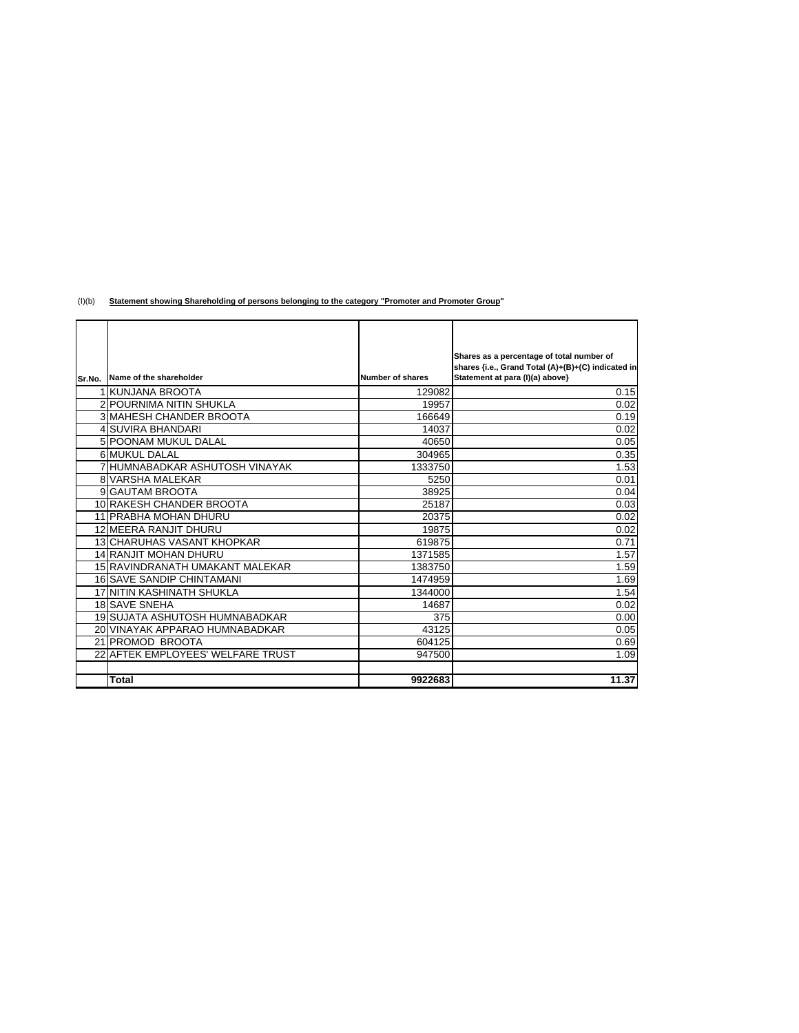(I)(b) **Statement showing Shareholding of persons belonging to the category "Promoter and Promoter Group"**

| Sr.No. | Name of the shareholder | Number of shares | Shares as a percentage of total number of shares {i.e., Grand Total (A)+(B)+(C) indicated in Statement at para (I)(a) above} |
|---|---|---|---|
| 1 | KUNJANA BROOTA | 129082 | 0.15 |
| 2 | POURNIMA NITIN SHUKLA | 19957 | 0.02 |
| 3 | MAHESH CHANDER BROOTA | 166649 | 0.19 |
| 4 | SUVIRA BHANDARI | 14037 | 0.02 |
| 5 | POONAM MUKUL DALAL | 40650 | 0.05 |
| 6 | MUKUL DALAL | 304965 | 0.35 |
| 7 | HUMNABADKAR ASHUTOSH VINAYAK | 1333750 | 1.53 |
| 8 | VARSHA MALEKAR | 5250 | 0.01 |
| 9 | GAUTAM BROOTA | 38925 | 0.04 |
| 10 | RAKESH CHANDER BROOTA | 25187 | 0.03 |
| 11 | PRABHA MOHAN DHURU | 20375 | 0.02 |
| 12 | MEERA RANJIT DHURU | 19875 | 0.02 |
| 13 | CHARUHAS VASANT KHOPKAR | 619875 | 0.71 |
| 14 | RANJIT MOHAN DHURU | 1371585 | 1.57 |
| 15 | RAVINDRANATH UMAKANT MALEKAR | 1383750 | 1.59 |
| 16 | SAVE SANDIP CHINTAMANI | 1474959 | 1.69 |
| 17 | NITIN KASHINATH SHUKLA | 1344000 | 1.54 |
| 18 | SAVE SNEHA | 14687 | 0.02 |
| 19 | SUJATA ASHUTOSH HUMNABADKAR | 375 | 0.00 |
| 20 | VINAYAK APPARAO HUMNABADKAR | 43125 | 0.05 |
| 21 | PROMOD BROOTA | 604125 | 0.69 |
| 22 | AFTEK EMPLOYEES' WELFARE TRUST | 947500 | 1.09 |
| | | | |
| | **Total** | **9922683** | **11.37** |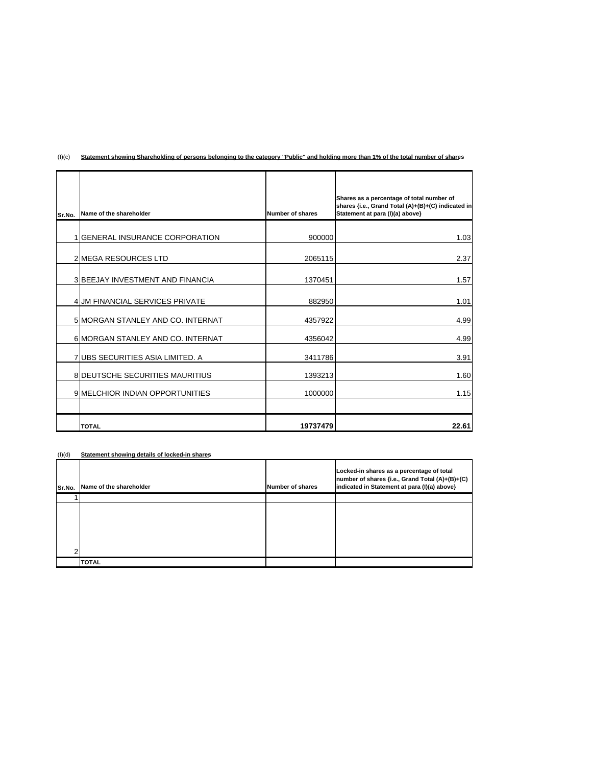(I)(c) **Statement showing Shareholding of persons belonging to the category "Public" and holding more than 1% of the total number of shares**

| Sr.No. | Name of the shareholder | Number of shares | Shares as a percentage of total number of shares {i.e., Grand Total (A)+(B)+(C) indicated in Statement at para (I)(a) above} |
|---|---|---|---|
| 1 | GENERAL INSURANCE CORPORATION | 900000 | 1.03 |
| 2 | MEGA RESOURCES LTD | 2065115 | 2.37 |
| 3 | BEEJAY INVESTMENT AND FINANCIA | 1370451 | 1.57 |
| 4 | JM FINANCIAL SERVICES PRIVATE | 882950 | 1.01 |
| 5 | MORGAN STANLEY AND CO. INTERNAT | 4357922 | 4.99 |
| 6 | MORGAN STANLEY AND CO. INTERNAT | 4356042 | 4.99 |
| 7 | UBS SECURITIES ASIA LIMITED. A | 3411786 | 3.91 |
| 8 | DEUTSCHE SECURITIES MAURITIUS | 1393213 | 1.60 |
| 9 | MELCHIOR INDIAN OPPORTUNITIES | 1000000 | 1.15 |
| | | | |
| | **TOTAL** | **19737479** | **22.61** |

(I)(d) **Statement showing details of locked-in shares**

| Sr.No. | Name of the shareholder | Number of shares | Locked-in shares as a percentage of total number of shares {i.e., Grand Total (A)+(B)+(C) indicated in Statement at para (I)(a) above} |
|---|---|---|---|
| 1 | | | |
| 2 | | | |
| | **TOTAL** | | |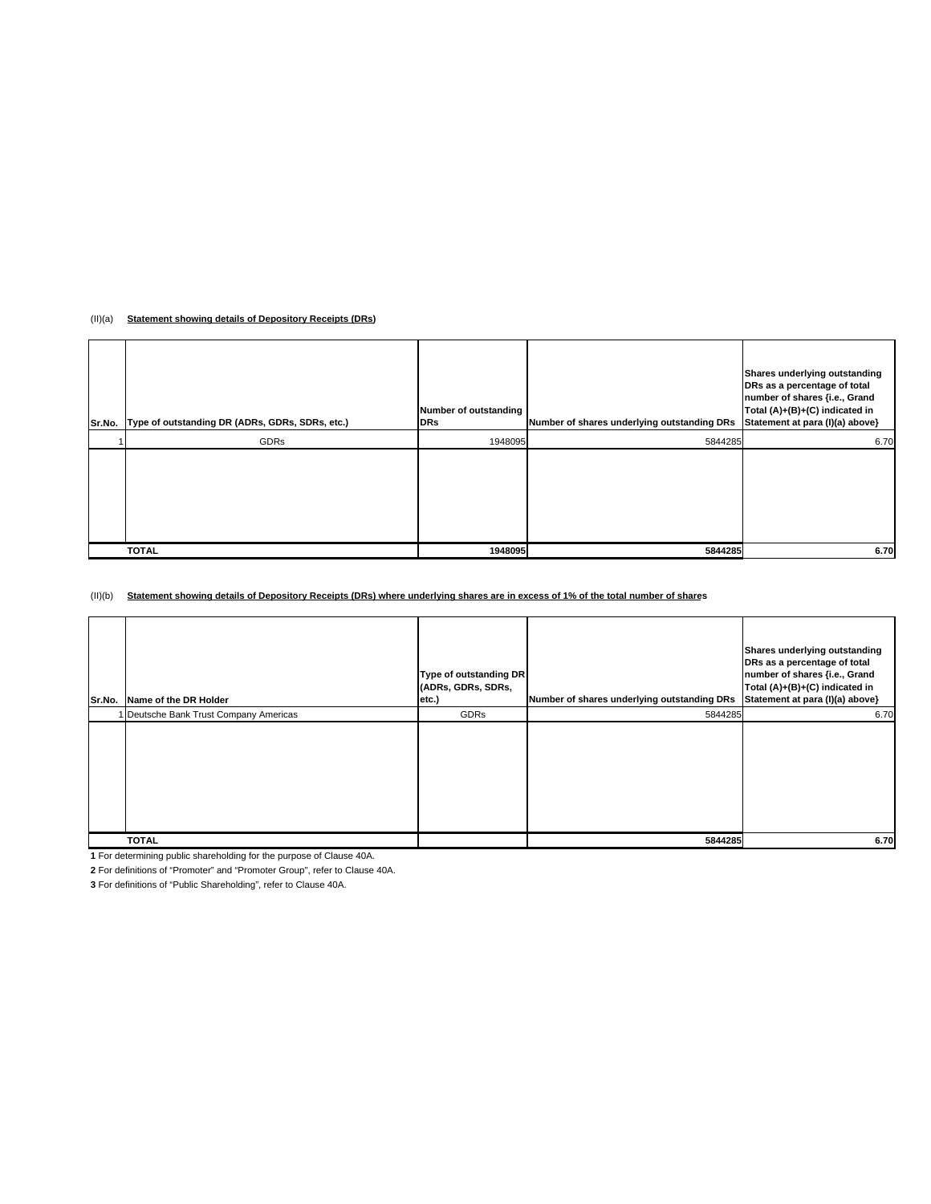(II)(a) **Statement showing details of Depository Receipts (DRs)**

| Sr.No. | Type of outstanding DR (ADRs, GDRs, SDRs, etc.) | Number of outstanding DRs | Number of shares underlying outstanding DRs | Shares underlying outstanding DRs as a percentage of total number of shares {i.e., Grand Total (A)+(B)+(C) indicated in Statement at para (I)(a) above} |
|---|---|---|---|---|
| 1 | GDRs | 1948095 | 5844285 | 6.70 |
| | **TOTAL** | **1948095** | **5844285** | **6.70** |

(II)(b) **Statement showing details of Depository Receipts (DRs) where underlying shares are in excess of 1% of the total number of shares**

| Sr.No. | Name of the DR Holder | Type of outstanding DR (ADRs, GDRs, SDRs, etc.) | Number of shares underlying outstanding DRs | Shares underlying outstanding DRs as a percentage of total number of shares {i.e., Grand Total (A)+(B)+(C) indicated in Statement at para (I)(a) above} |
|---|---|---|---|---|
| 1 | Deutsche Bank Trust Company Americas | GDRs | 5844285 | 6.70 |
| | **TOTAL** | | **5844285** | **6.70** |

**1** For determining public shareholding for the purpose of Clause 40A.

**2** For definitions of "Promoter" and "Promoter Group", refer to Clause 40A.

**3** For definitions of "Public Shareholding", refer to Clause 40A.